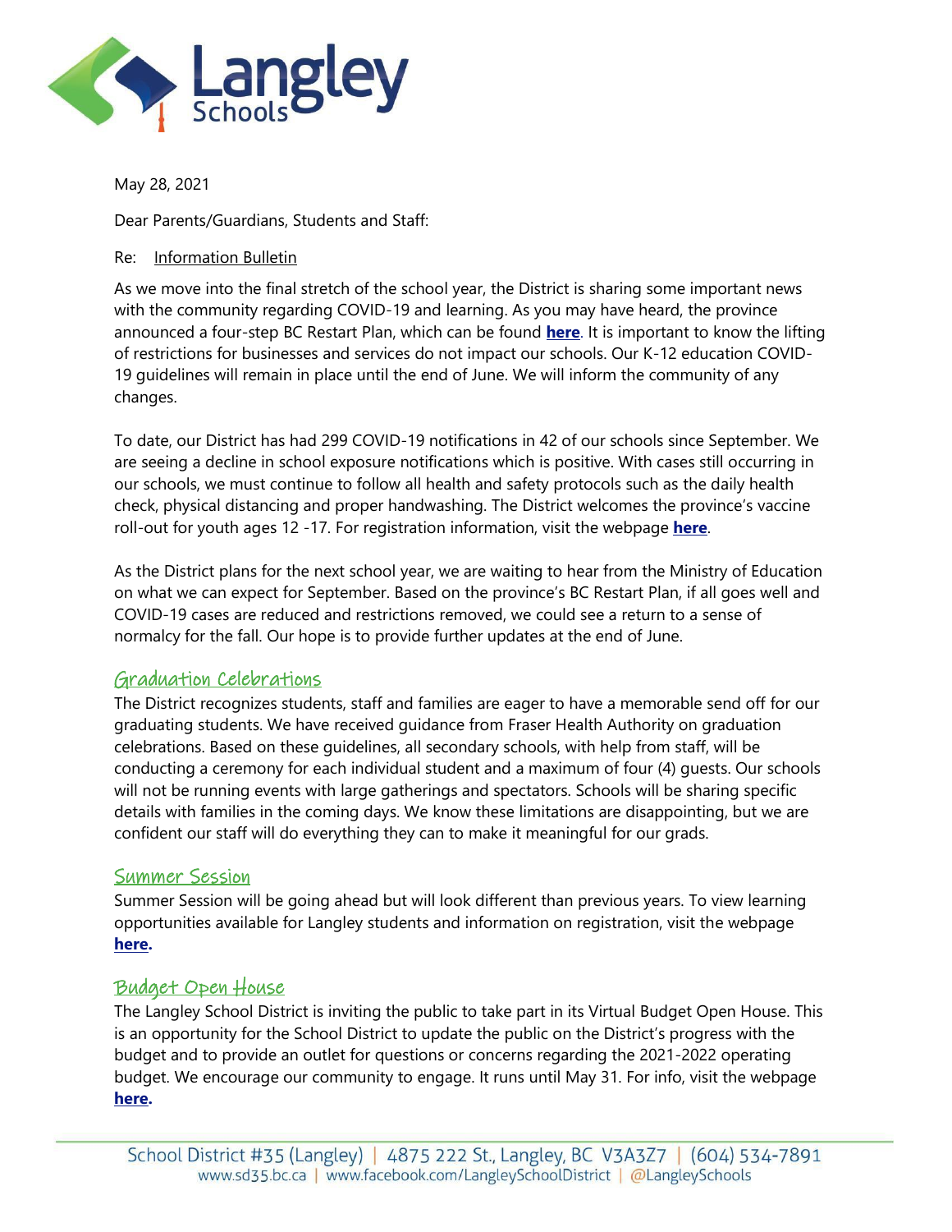May 28, 2021

Dear Parents/Guardians, Students and Staff:

Re: Information Bulletin

As we move into the final stretch of the school year, the District is sharing some important news with the community regarding COVID-19 and learning. As you may have heard, the province announced a four-step BC Restart Plan, which can be found **here**. It is important to know the lifting of restrictions for businesses and services do not impact our schools. Our K-12 education COVID-19 guidelines will remain in place until the end of June. We will inform the community of any changes.

To date, our District has had 299 COVID-19 notifications in 42 of our schools since September. We are seeing a decline in school exposure notifications which is positive. With cases still occurring in our schools, we must continue to follow all health and safety protocols such as the daily health check, physical distancing and proper handwashing. The District welcomes the province's vaccine roll-out for youth ages 12 -17. For registration information, visit the webpage **here**.

As the District plans for the next school year, we are waiting to hear from the Ministry of Education on what we can expect for September. Based on the province's BC Restart Plan, if all goes well and COVID-19 cases are reduced and restrictions removed, we could see a return to a sense of normalcy for the fall. Our hope is to provide further updates at the end of June.

## Graduation Celebrations

The District recognizes students, staff and families are eager to have a memorable send off for our graduating students. We have received guidance from Fraser Health Authority on graduation celebrations. Based on these guidelines, all secondary schools, with help from staff, will be conducting a ceremony for each individual student and a maximum of four (4) guests. Our schools will not be running events with large gatherings and spectators. Schools will be sharing specific details with families in the coming days. We know these limitations are disappointing, but we are confident our staff will do everything they can to make it meaningful for our grads.

## Summer Session

Summer Session will be going ahead but will look different than previous years. To view learning opportunities available for Langley students and information on registration, visit the webpage **here.**

## Budget Open House

The Langley School District is inviting the public to take part in its Virtual Budget Open House. This is an opportunity for the School District to update the public on the District's progress with the budget and to provide an outlet for questions or concerns regarding the 2021-2022 operating budget. We encourage our community to engage. It runs until May 31. For info, visit the webpage **here.**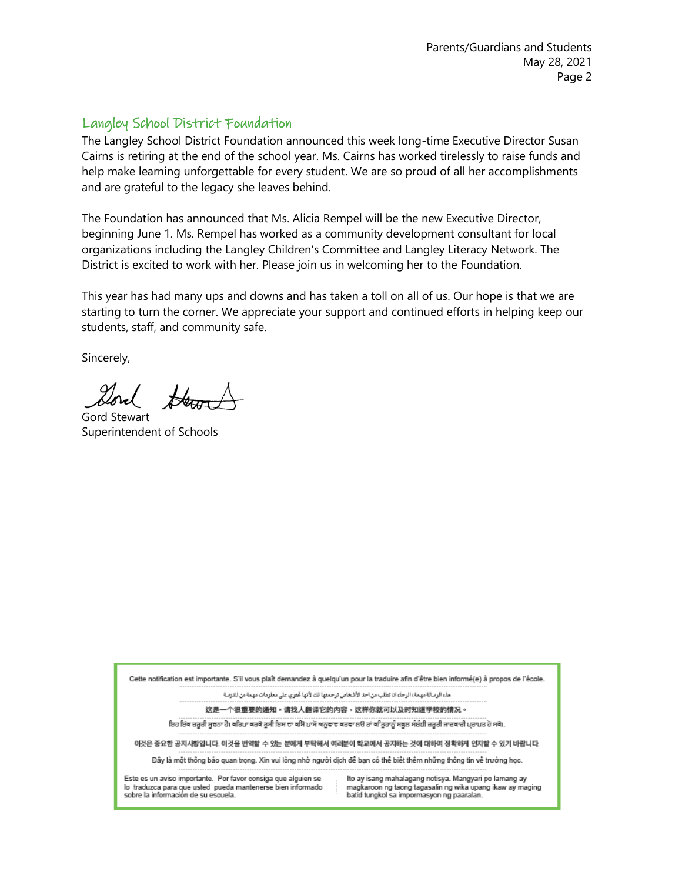## Langley School District Foundation

The Langley School District Foundation announced this week long-time Executive Director Susan Cairns is retiring at the end of the school year. Ms. Cairns has worked tirelessly to raise funds and help make learning unforgettable for every student. We are so proud of all her accomplishments and are grateful to the legacy she leaves behind.

The Foundation has announced that Ms. Alicia Rempel will be the new Executive Director, beginning June 1. Ms. Rempel has worked as a community development consultant for local organizations including the Langley Children's Committee and Langley Literacy Network. The District is excited to work with her. Please join us in welcoming her to the Foundation.

This year has had many ups and downs and has taken a toll on all of us. Our hope is that we are starting to turn the corner. We appreciate your support and continued efforts in helping keep our students, staff, and community safe.

Sincerely,

Gord Stewart
Superintendent of Schools

---

Cette notification est importante. S'il vous plaît demandez à quelqu'un pour la traduire afin d'être bien informé(e) à propos de l'école.

هذه الرسالة مهمة، الرجاء ان تطلب من احد الأشخاص ترجمتها لك لأنها تحتوي على معلومات مهمة عن المدرسة

这是一个很重要的通知。请找人翻译它的内容，这样你就可以及时知道学校的情况。

ਇਹ ਚਿੱਠ ਜ਼ਰੂਰੀ ਸੂਚਨਾ ਹੈ। ਕਿਰਪਾ ਕਰਕੇ ਤੁਸੀਂ ਇਸ ਦਾ ਕਿਸੇ ਪਾਸੋਂ ਅਨੁਵਾਦ ਕਰਵਾ ਲਓ ਤਾਂ ਕਿ ਤੁਹਾਨੂੰ ਸਕੂਲ ਸੰਬੰਧੀ ਜ਼ਰੂਰੀ ਜਾਣਕਾਰੀ ਪ੍ਰਾਪਤ ਹੋ ਸਕੇ।

이것은 중요한 공지사항입니다. 이것을 번역할 수 있는 분에게 부탁해서 여러분이 학교에서 공지하는 것에 대하여 정확하게 인지할 수 있기 바랍니다.

Đây là một thông báo quan trọng. Xin vui lòng nhờ người dịch để bạn có thể biết thêm những thông tin về trường học.

Este es un aviso importante. Por favor consiga que alguien se lo traduzca para que usted pueda mantenerse bien informado sobre la información de su escuela.

Ito ay isang mahalagang notisya. Mangyari po lamang ay magkaroon ng taong tagasalin ng wika upang ikaw ay maging batid tungkol sa impormasyon ng paaralan.